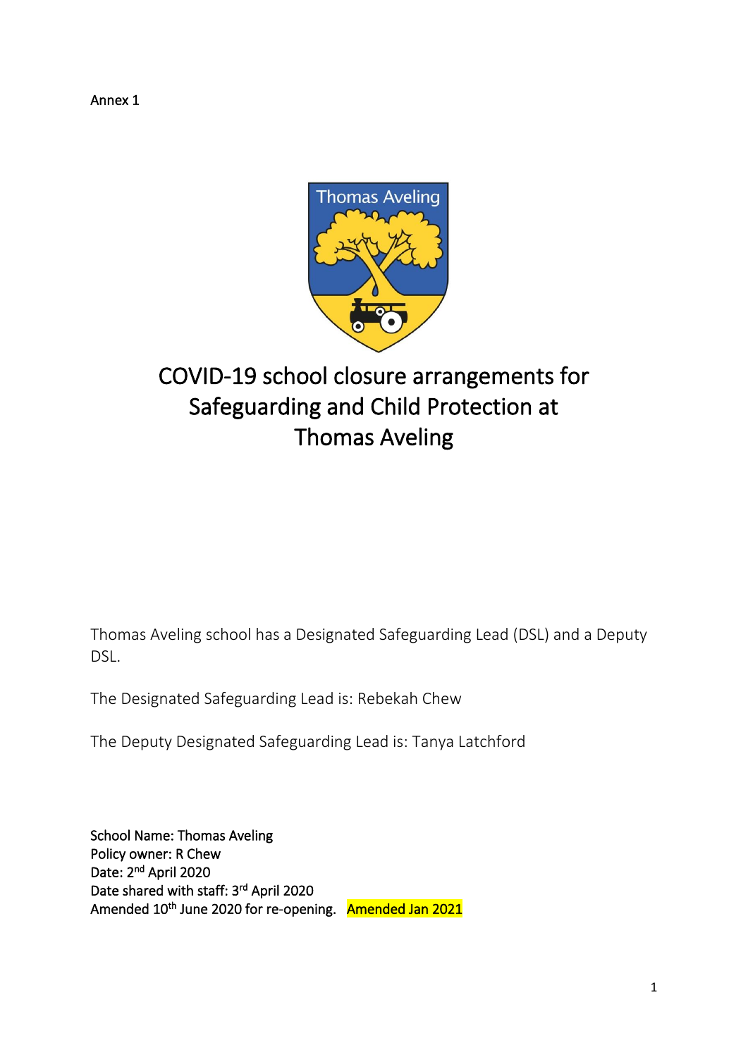Annex 1

# COVID-19 school closure arrangements for Safeguarding and Child Protection at Thomas Aveling

Thomas Aveling school has a Designated Safeguarding Lead (DSL) and a Deputy DSL.

The Designated Safeguarding Lead is: Rebekah Chew

The Deputy Designated Safeguarding Lead is: Tanya Latchford

School Name: Thomas Aveling
Policy owner: R Chew
Date: 2nd April 2020
Date shared with staff: 3rd April 2020
Amended 10th June 2020 for re-opening. Amended Jan 2021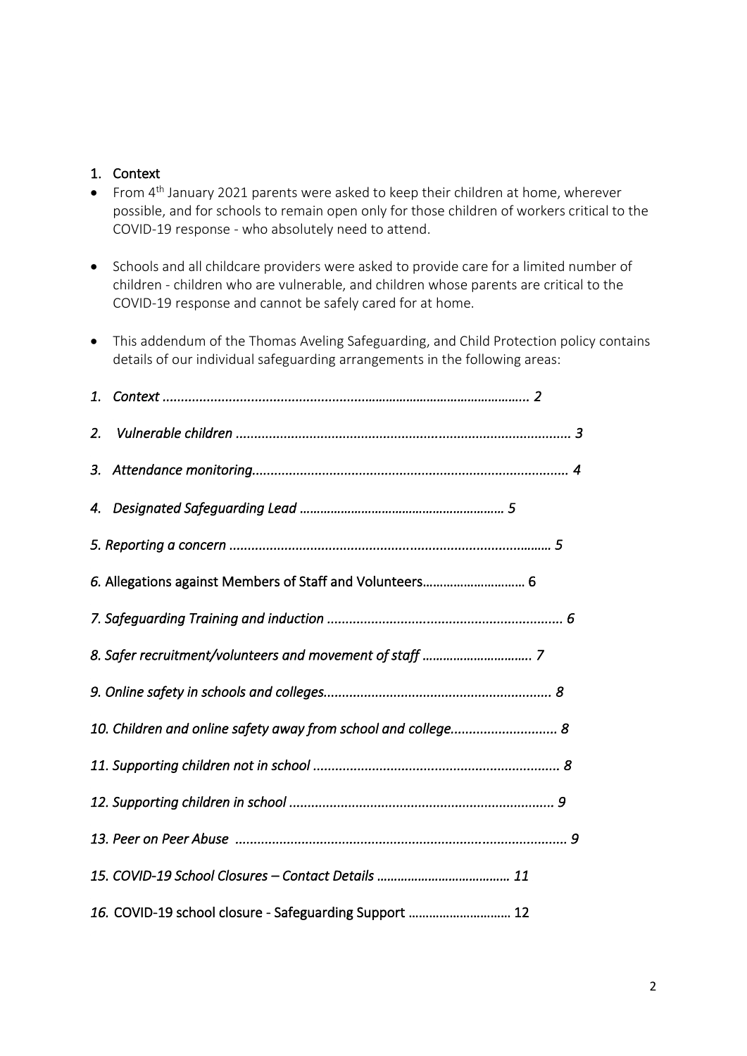## 1. Context

- From 4th January 2021 parents were asked to keep their children at home, wherever possible, and for schools to remain open only for those children of workers critical to the COVID-19 response - who absolutely need to attend.

- Schools and all childcare providers were asked to provide care for a limited number of children - children who are vulnerable, and children whose parents are critical to the COVID-19 response and cannot be safely cared for at home.

- This addendum of the Thomas Aveling Safeguarding, and Child Protection policy contains details of our individual safeguarding arrangements in the following areas:

*1. Context ..................................................................................................... 2*

*2. Vulnerable children .......................................................................................... 3*

*3. Attendance monitoring..................................................................................... 4*

*4. Designated Safeguarding Lead ........................................................... 5*

*5. Reporting a concern ........................................................................................ 5*

*6.* Allegations against Members of Staff and Volunteers.............................. 6

*7. Safeguarding Training and induction ............................................................... 6*

*8. Safer recruitment/volunteers and movement of staff ................................ 7*

*9. Online safety in schools and colleges............................................................. 8*

*10. Children and online safety away from school and college............................ 8*

*11. Supporting children not in school .................................................................. 8*

*12. Supporting children in school ....................................................................... 9*

*13. Peer on Peer Abuse ......................................................................................... 9*

*15. COVID-19 School Closures – Contact Details ....................................... 11*

*16.* COVID-19 school closure - Safeguarding Support .............................. 12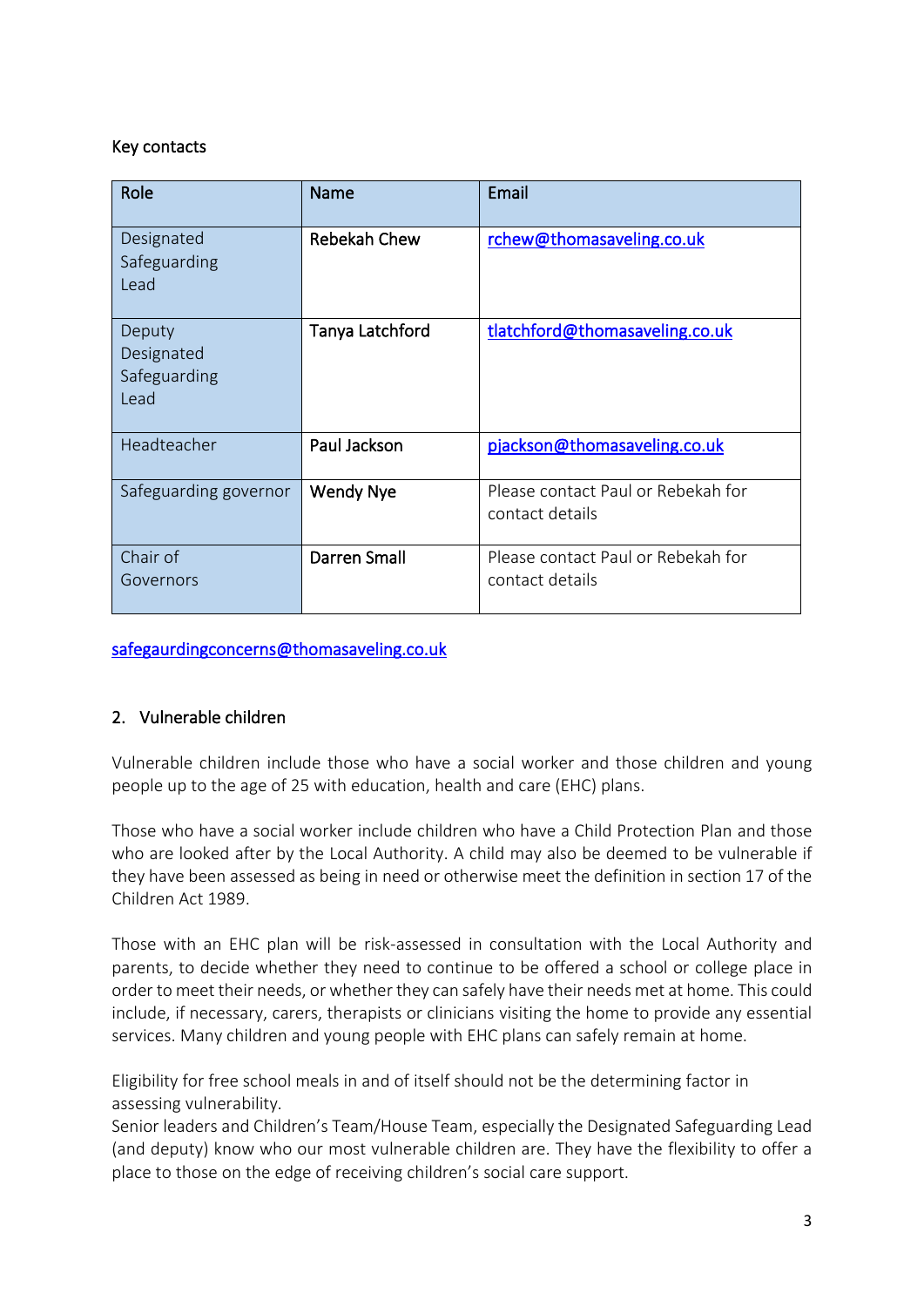Key contacts

| Role | Name | Email |
|---|---|---|
| Designated Safeguarding Lead | Rebekah Chew | rchew@thomasaveling.co.uk |
| Deputy Designated Safeguarding Lead | Tanya Latchford | tlatchford@thomasaveling.co.uk |
| Headteacher | Paul Jackson | pjackson@thomasaveling.co.uk |
| Safeguarding governor | Wendy Nye | Please contact Paul or Rebekah for contact details |
| Chair of Governors | Darren Small | Please contact Paul or Rebekah for contact details |

safegaurdingconcerns@thomasaveling.co.uk

## 2. Vulnerable children

Vulnerable children include those who have a social worker and those children and young people up to the age of 25 with education, health and care (EHC) plans.

Those who have a social worker include children who have a Child Protection Plan and those who are looked after by the Local Authority. A child may also be deemed to be vulnerable if they have been assessed as being in need or otherwise meet the definition in section 17 of the Children Act 1989.

Those with an EHC plan will be risk-assessed in consultation with the Local Authority and parents, to decide whether they need to continue to be offered a school or college place in order to meet their needs, or whether they can safely have their needs met at home. This could include, if necessary, carers, therapists or clinicians visiting the home to provide any essential services. Many children and young people with EHC plans can safely remain at home.

Eligibility for free school meals in and of itself should not be the determining factor in assessing vulnerability.
Senior leaders and Children's Team/House Team, especially the Designated Safeguarding Lead (and deputy) know who our most vulnerable children are. They have the flexibility to offer a place to those on the edge of receiving children's social care support.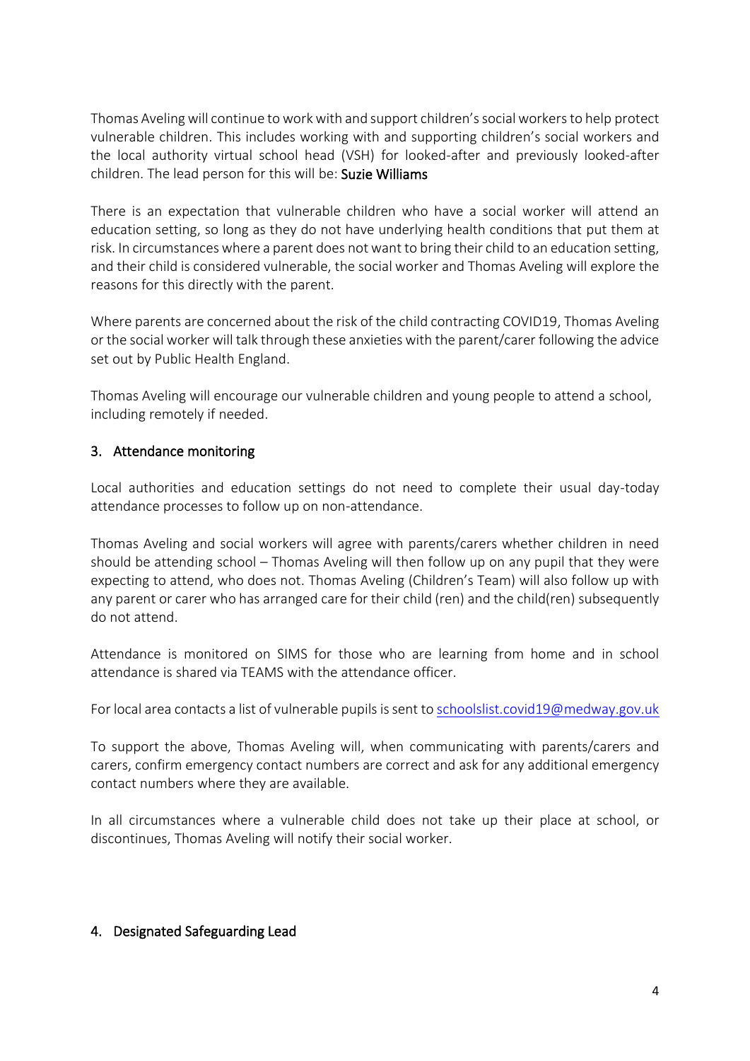Thomas Aveling will continue to work with and support children's social workers to help protect vulnerable children. This includes working with and supporting children's social workers and the local authority virtual school head (VSH) for looked-after and previously looked-after children. The lead person for this will be: **Suzie Williams**

There is an expectation that vulnerable children who have a social worker will attend an education setting, so long as they do not have underlying health conditions that put them at risk. In circumstances where a parent does not want to bring their child to an education setting, and their child is considered vulnerable, the social worker and Thomas Aveling will explore the reasons for this directly with the parent.

Where parents are concerned about the risk of the child contracting COVID19, Thomas Aveling or the social worker will talk through these anxieties with the parent/carer following the advice set out by Public Health England.

Thomas Aveling will encourage our vulnerable children and young people to attend a school, including remotely if needed.

## 3. Attendance monitoring

Local authorities and education settings do not need to complete their usual day-today attendance processes to follow up on non-attendance.

Thomas Aveling and social workers will agree with parents/carers whether children in need should be attending school – Thomas Aveling will then follow up on any pupil that they were expecting to attend, who does not. Thomas Aveling (Children's Team) will also follow up with any parent or carer who has arranged care for their child (ren) and the child(ren) subsequently do not attend.

Attendance is monitored on SIMS for those who are learning from home and in school attendance is shared via TEAMS with the attendance officer.

For local area contacts a list of vulnerable pupils is sent to schoolslist.covid19@medway.gov.uk

To support the above, Thomas Aveling will, when communicating with parents/carers and carers, confirm emergency contact numbers are correct and ask for any additional emergency contact numbers where they are available.

In all circumstances where a vulnerable child does not take up their place at school, or discontinues, Thomas Aveling will notify their social worker.

## 4. Designated Safeguarding Lead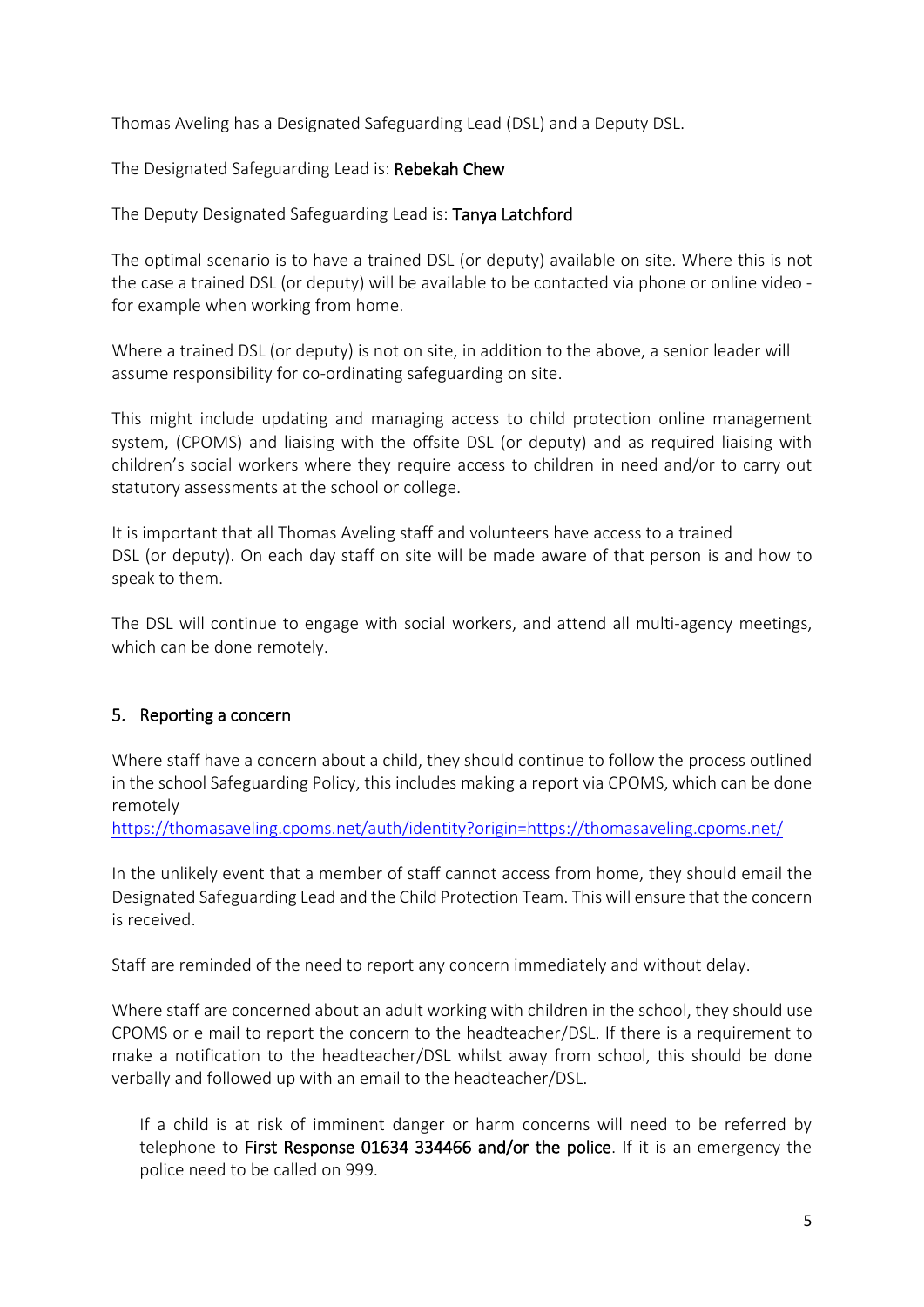Thomas Aveling has a Designated Safeguarding Lead (DSL) and a Deputy DSL.

The Designated Safeguarding Lead is: **Rebekah Chew**

The Deputy Designated Safeguarding Lead is: **Tanya Latchford**

The optimal scenario is to have a trained DSL (or deputy) available on site. Where this is not the case a trained DSL (or deputy) will be available to be contacted via phone or online video - for example when working from home.

Where a trained DSL (or deputy) is not on site, in addition to the above, a senior leader will assume responsibility for co-ordinating safeguarding on site.

This might include updating and managing access to child protection online management system, (CPOMS) and liaising with the offsite DSL (or deputy) and as required liaising with children's social workers where they require access to children in need and/or to carry out statutory assessments at the school or college.

It is important that all Thomas Aveling staff and volunteers have access to a trained DSL (or deputy). On each day staff on site will be made aware of that person is and how to speak to them.

The DSL will continue to engage with social workers, and attend all multi-agency meetings, which can be done remotely.

## 5. Reporting a concern

Where staff have a concern about a child, they should continue to follow the process outlined in the school Safeguarding Policy, this includes making a report via CPOMS, which can be done remotely
https://thomasaveling.cpoms.net/auth/identity?origin=https://thomasaveling.cpoms.net/

In the unlikely event that a member of staff cannot access from home, they should email the Designated Safeguarding Lead and the Child Protection Team. This will ensure that the concern is received.

Staff are reminded of the need to report any concern immediately and without delay.

Where staff are concerned about an adult working with children in the school, they should use CPOMS or e mail to report the concern to the headteacher/DSL. If there is a requirement to make a notification to the headteacher/DSL whilst away from school, this should be done verbally and followed up with an email to the headteacher/DSL.

If a child is at risk of imminent danger or harm concerns will need to be referred by telephone to **First Response 01634 334466 and/or the police**. If it is an emergency the police need to be called on 999.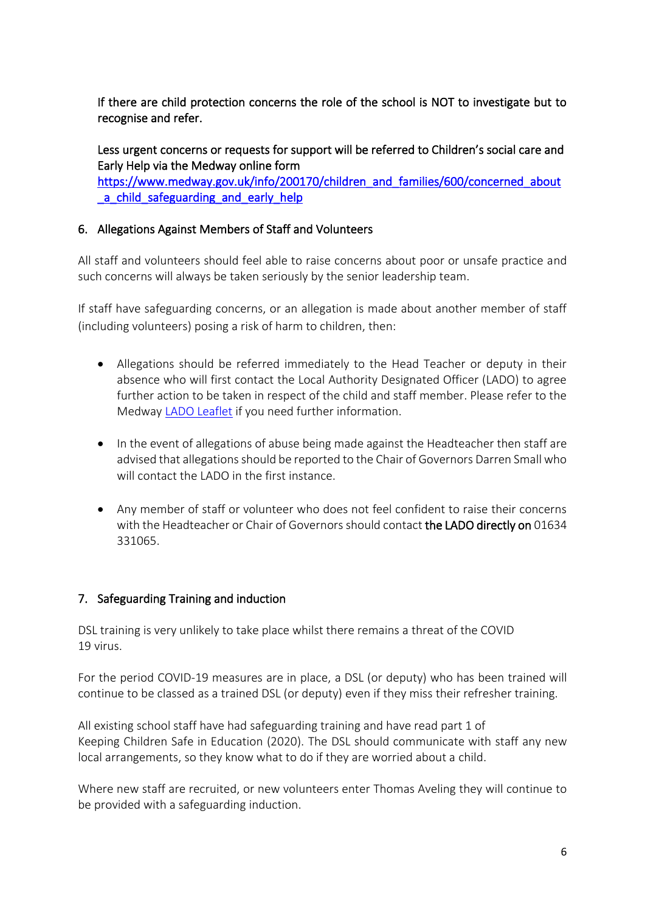If there are child protection concerns the role of the school is NOT to investigate but to recognise and refer.

Less urgent concerns or requests for support will be referred to Children's social care and Early Help via the Medway online form https://www.medway.gov.uk/info/200170/children_and_families/600/concerned_about_a_child_safeguarding_and_early_help

## 6. Allegations Against Members of Staff and Volunteers

All staff and volunteers should feel able to raise concerns about poor or unsafe practice and such concerns will always be taken seriously by the senior leadership team.

If staff have safeguarding concerns, or an allegation is made about another member of staff (including volunteers) posing a risk of harm to children, then:

- Allegations should be referred immediately to the Head Teacher or deputy in their absence who will first contact the Local Authority Designated Officer (LADO) to agree further action to be taken in respect of the child and staff member. Please refer to the Medway LADO Leaflet if you need further information.

- In the event of allegations of abuse being made against the Headteacher then staff are advised that allegations should be reported to the Chair of Governors Darren Small who will contact the LADO in the first instance.

- Any member of staff or volunteer who does not feel confident to raise their concerns with the Headteacher or Chair of Governors should contact **the LADO directly on** 01634 331065.

## 7. Safeguarding Training and induction

DSL training is very unlikely to take place whilst there remains a threat of the COVID 19 virus.

For the period COVID-19 measures are in place, a DSL (or deputy) who has been trained will continue to be classed as a trained DSL (or deputy) even if they miss their refresher training.

All existing school staff have had safeguarding training and have read part 1 of Keeping Children Safe in Education (2020). The DSL should communicate with staff any new local arrangements, so they know what to do if they are worried about a child.

Where new staff are recruited, or new volunteers enter Thomas Aveling they will continue to be provided with a safeguarding induction.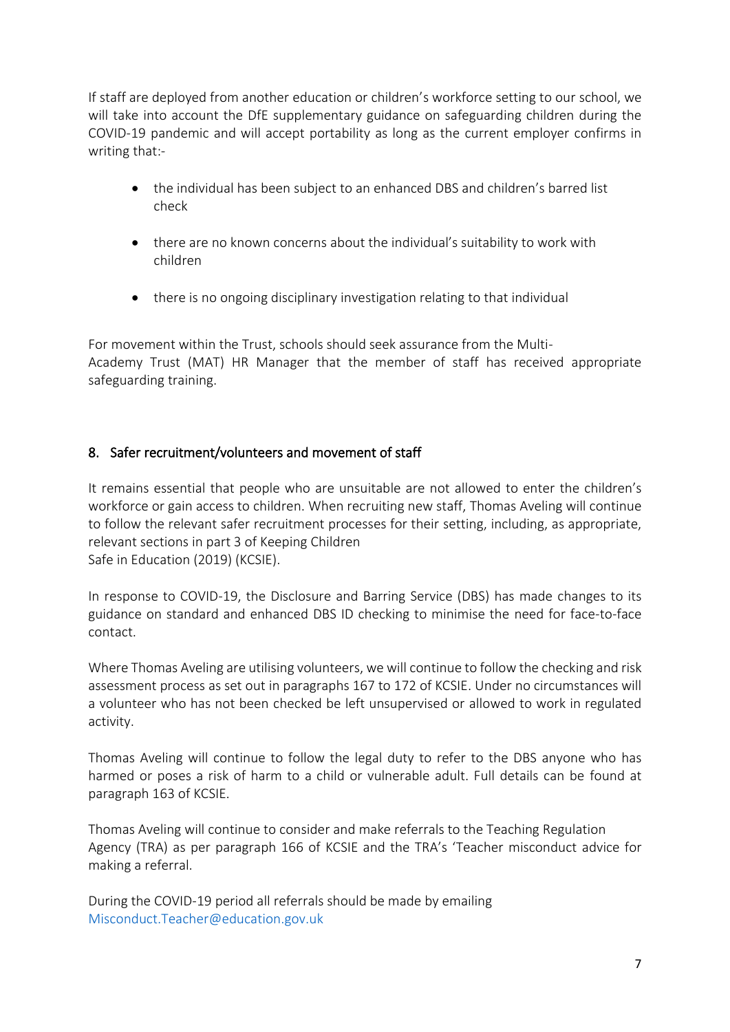If staff are deployed from another education or children's workforce setting to our school, we will take into account the DfE supplementary guidance on safeguarding children during the COVID-19 pandemic and will accept portability as long as the current employer confirms in writing that:-

- the individual has been subject to an enhanced DBS and children's barred list check
- there are no known concerns about the individual's suitability to work with children
- there is no ongoing disciplinary investigation relating to that individual

For movement within the Trust, schools should seek assurance from the Multi-Academy Trust (MAT) HR Manager that the member of staff has received appropriate safeguarding training.

## 8. Safer recruitment/volunteers and movement of staff

It remains essential that people who are unsuitable are not allowed to enter the children's workforce or gain access to children. When recruiting new staff, Thomas Aveling will continue to follow the relevant safer recruitment processes for their setting, including, as appropriate, relevant sections in part 3 of Keeping Children Safe in Education (2019) (KCSIE).

In response to COVID-19, the Disclosure and Barring Service (DBS) has made changes to its guidance on standard and enhanced DBS ID checking to minimise the need for face-to-face contact.

Where Thomas Aveling are utilising volunteers, we will continue to follow the checking and risk assessment process as set out in paragraphs 167 to 172 of KCSIE. Under no circumstances will a volunteer who has not been checked be left unsupervised or allowed to work in regulated activity.

Thomas Aveling will continue to follow the legal duty to refer to the DBS anyone who has harmed or poses a risk of harm to a child or vulnerable adult. Full details can be found at paragraph 163 of KCSIE.

Thomas Aveling will continue to consider and make referrals to the Teaching Regulation Agency (TRA) as per paragraph 166 of KCSIE and the TRA's 'Teacher misconduct advice for making a referral.

During the COVID-19 period all referrals should be made by emailing Misconduct.Teacher@education.gov.uk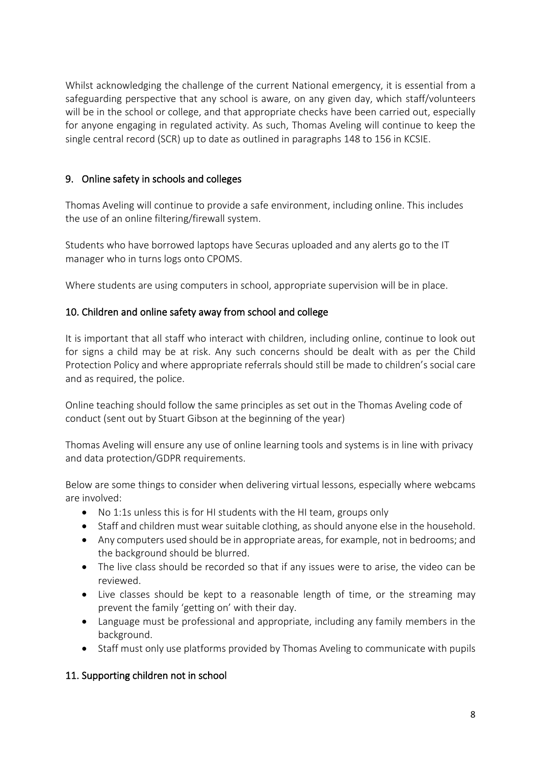Whilst acknowledging the challenge of the current National emergency, it is essential from a safeguarding perspective that any school is aware, on any given day, which staff/volunteers will be in the school or college, and that appropriate checks have been carried out, especially for anyone engaging in regulated activity. As such, Thomas Aveling will continue to keep the single central record (SCR) up to date as outlined in paragraphs 148 to 156 in KCSIE.

## 9. Online safety in schools and colleges

Thomas Aveling will continue to provide a safe environment, including online. This includes the use of an online filtering/firewall system.

Students who have borrowed laptops have Securas uploaded and any alerts go to the IT manager who in turns logs onto CPOMS.

Where students are using computers in school, appropriate supervision will be in place.

## 10. Children and online safety away from school and college

It is important that all staff who interact with children, including online, continue to look out for signs a child may be at risk. Any such concerns should be dealt with as per the Child Protection Policy and where appropriate referrals should still be made to children's social care and as required, the police.

Online teaching should follow the same principles as set out in the Thomas Aveling code of conduct (sent out by Stuart Gibson at the beginning of the year)

Thomas Aveling will ensure any use of online learning tools and systems is in line with privacy and data protection/GDPR requirements.

Below are some things to consider when delivering virtual lessons, especially where webcams are involved:

- No 1:1s unless this is for HI students with the HI team, groups only
- Staff and children must wear suitable clothing, as should anyone else in the household.
- Any computers used should be in appropriate areas, for example, not in bedrooms; and the background should be blurred.
- The live class should be recorded so that if any issues were to arise, the video can be reviewed.
- Live classes should be kept to a reasonable length of time, or the streaming may prevent the family 'getting on' with their day.
- Language must be professional and appropriate, including any family members in the background.
- Staff must only use platforms provided by Thomas Aveling to communicate with pupils

## 11. Supporting children not in school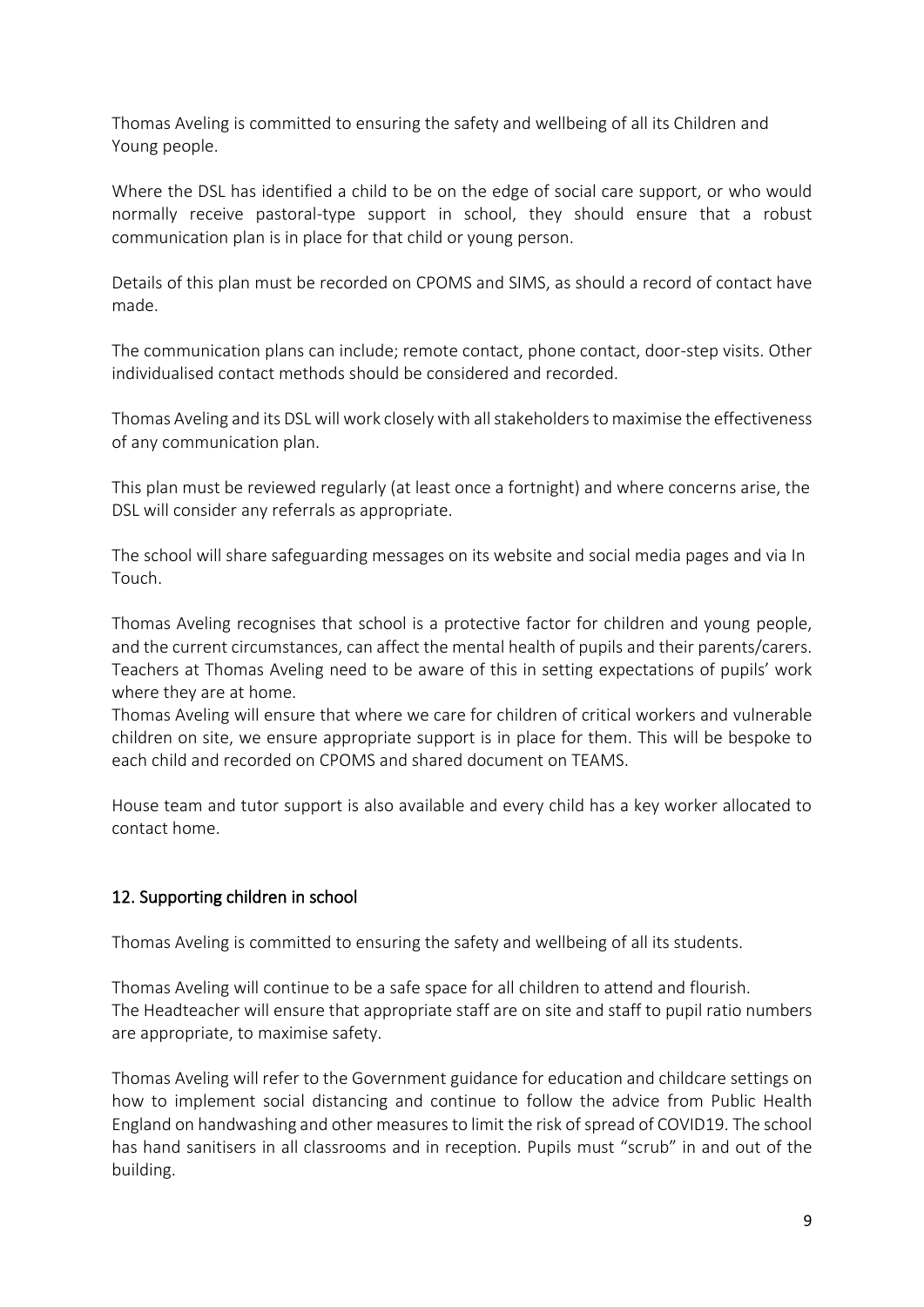Thomas Aveling is committed to ensuring the safety and wellbeing of all its Children and Young people.

Where the DSL has identified a child to be on the edge of social care support, or who would normally receive pastoral-type support in school, they should ensure that a robust communication plan is in place for that child or young person.

Details of this plan must be recorded on CPOMS and SIMS, as should a record of contact have made.

The communication plans can include; remote contact, phone contact, door-step visits. Other individualised contact methods should be considered and recorded.

Thomas Aveling and its DSL will work closely with all stakeholders to maximise the effectiveness of any communication plan.

This plan must be reviewed regularly (at least once a fortnight) and where concerns arise, the DSL will consider any referrals as appropriate.

The school will share safeguarding messages on its website and social media pages and via In Touch.

Thomas Aveling recognises that school is a protective factor for children and young people, and the current circumstances, can affect the mental health of pupils and their parents/carers. Teachers at Thomas Aveling need to be aware of this in setting expectations of pupils' work where they are at home.
Thomas Aveling will ensure that where we care for children of critical workers and vulnerable children on site, we ensure appropriate support is in place for them. This will be bespoke to each child and recorded on CPOMS and shared document on TEAMS.

House team and tutor support is also available and every child has a key worker allocated to contact home.

## 12. Supporting children in school

Thomas Aveling is committed to ensuring the safety and wellbeing of all its students.

Thomas Aveling will continue to be a safe space for all children to attend and flourish.
The Headteacher will ensure that appropriate staff are on site and staff to pupil ratio numbers are appropriate, to maximise safety.

Thomas Aveling will refer to the Government guidance for education and childcare settings on how to implement social distancing and continue to follow the advice from Public Health England on handwashing and other measures to limit the risk of spread of COVID19. The school has hand sanitisers in all classrooms and in reception. Pupils must "scrub" in and out of the building.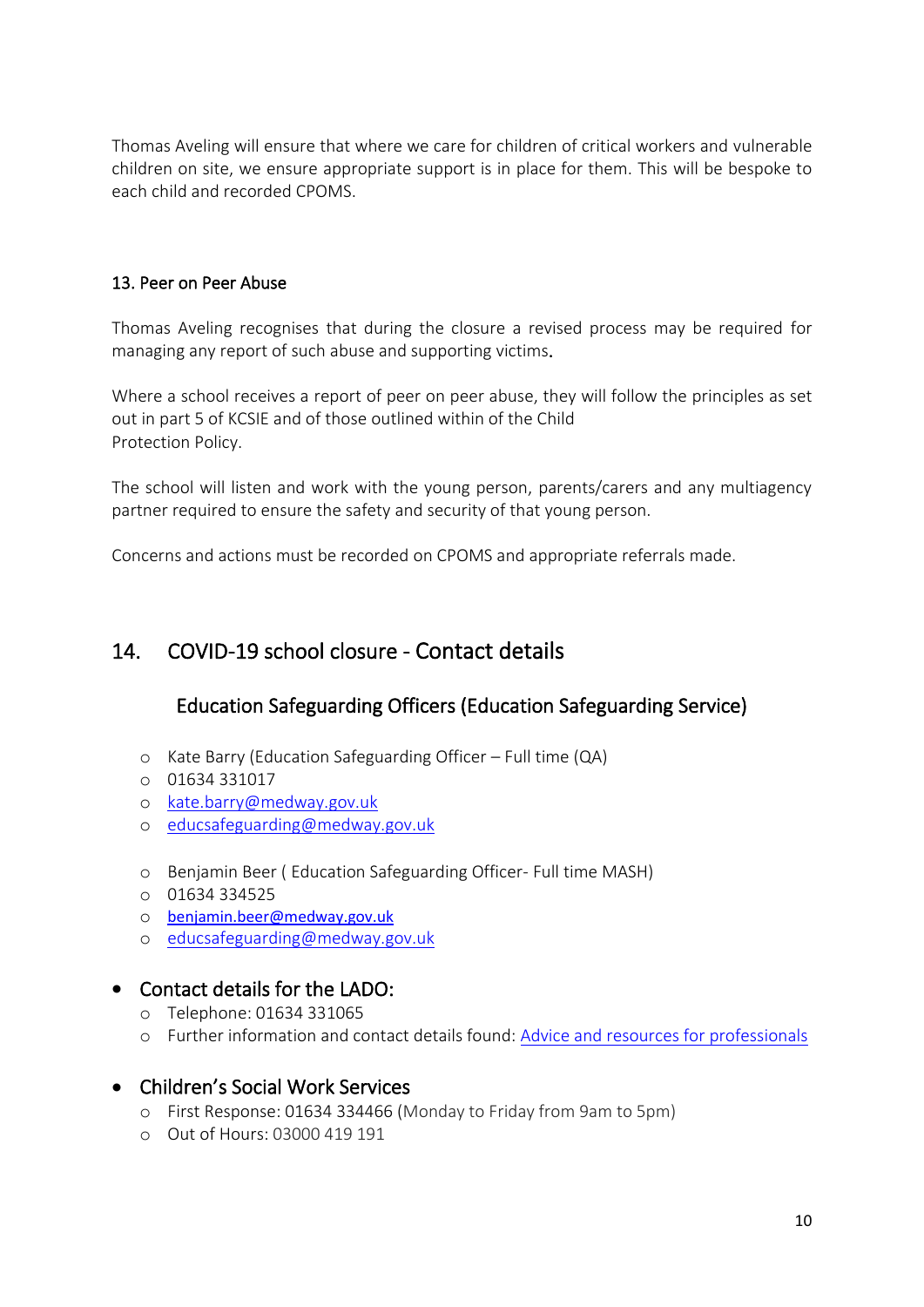Thomas Aveling will ensure that where we care for children of critical workers and vulnerable children on site, we ensure appropriate support is in place for them. This will be bespoke to each child and recorded CPOMS.

### 13. Peer on Peer Abuse

Thomas Aveling recognises that during the closure a revised process may be required for managing any report of such abuse and supporting victims.

Where a school receives a report of peer on peer abuse, they will follow the principles as set out in part 5 of KCSIE and of those outlined within of the Child Protection Policy.

The school will listen and work with the young person, parents/carers and any multiagency partner required to ensure the safety and security of that young person.

Concerns and actions must be recorded on CPOMS and appropriate referrals made.

## 14. COVID-19 school closure - Contact details

### Education Safeguarding Officers (Education Safeguarding Service)

- Kate Barry (Education Safeguarding Officer – Full time (QA)
- 01634 331017
- kate.barry@medway.gov.uk
- educsafeguarding@medway.gov.uk

- Benjamin Beer ( Education Safeguarding Officer- Full time MASH)
- 01634 334525
- benjamin.beer@medway.gov.uk
- educsafeguarding@medway.gov.uk

- **Contact details for the LADO:**
  - Telephone: 01634 331065
  - Further information and contact details found: Advice and resources for professionals

- **Children's Social Work Services**
  - First Response: 01634 334466 (Monday to Friday from 9am to 5pm)
  - Out of Hours: 03000 419 191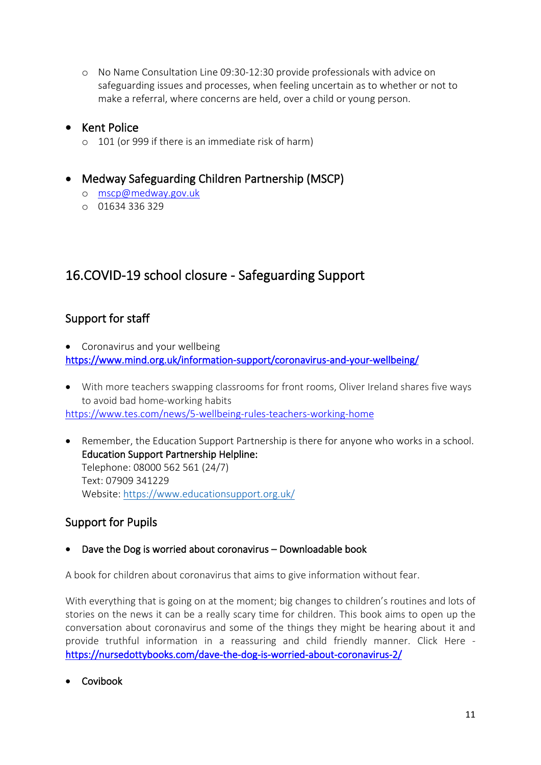- No Name Consultation Line 09:30-12:30 provide professionals with advice on safeguarding issues and processes, when feeling uncertain as to whether or not to make a referral, where concerns are held, over a child or young person.

- Kent Police
   - 101 (or 999 if there is an immediate risk of harm)

- Medway Safeguarding Children Partnership (MSCP)
   - mscp@medway.gov.uk
   - 01634 336 329

## 16.COVID-19 school closure - Safeguarding Support

### Support for staff

- Coronavirus and your wellbeing

https://www.mind.org.uk/information-support/coronavirus-and-your-wellbeing/

- With more teachers swapping classrooms for front rooms, Oliver Ireland shares five ways to avoid bad home-working habits

https://www.tes.com/news/5-wellbeing-rules-teachers-working-home

- Remember, the Education Support Partnership is there for anyone who works in a school.
  **Education Support Partnership Helpline:**
  Telephone: 08000 562 561 (24/7)
  Text: 07909 341229
  Website: https://www.educationsupport.org.uk/

### Support for Pupils

- Dave the Dog is worried about coronavirus – Downloadable book

A book for children about coronavirus that aims to give information without fear.

With everything that is going on at the moment; big changes to children's routines and lots of stories on the news it can be a really scary time for children. This book aims to open up the conversation about coronavirus and some of the things they might be hearing about it and provide truthful information in a reassuring and child friendly manner. Click Here - https://nursedottybooks.com/dave-the-dog-is-worried-about-coronavirus-2/

- Covibook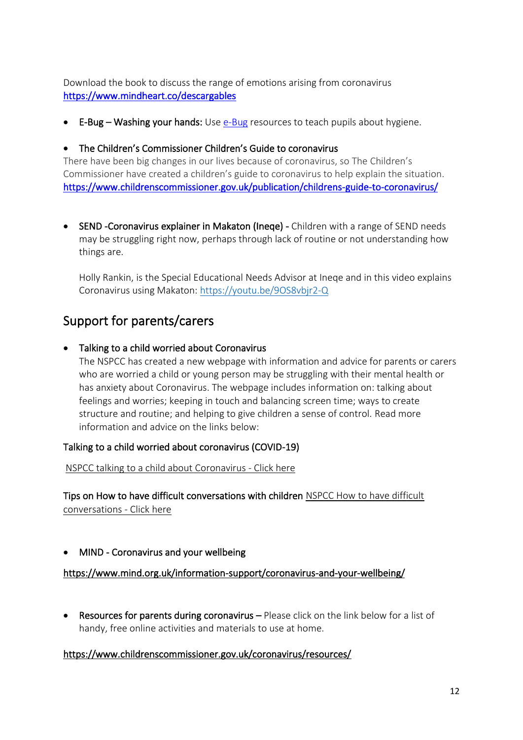Download the book to discuss the range of emotions arising from coronavirus
https://www.mindheart.co/descargables

- E-Bug – Washing your hands: Use e-Bug resources to teach pupils about hygiene.

- The Children's Commissioner Children's Guide to coronavirus

There have been big changes in our lives because of coronavirus, so The Children's Commissioner have created a children's guide to coronavirus to help explain the situation.
https://www.childrenscommissioner.gov.uk/publication/childrens-guide-to-coronavirus/

- SEND -Coronavirus explainer in Makaton (Ineqe) - Children with a range of SEND needs may be struggling right now, perhaps through lack of routine or not understanding how things are.

  Holly Rankin, is the Special Educational Needs Advisor at Ineqe and in this video explains Coronavirus using Makaton: https://youtu.be/9OS8vbjr2-Q

## Support for parents/carers

- Talking to a child worried about Coronavirus

  The NSPCC has created a new webpage with information and advice for parents or carers who are worried a child or young person may be struggling with their mental health or has anxiety about Coronavirus. The webpage includes information on: talking about feelings and worries; keeping in touch and balancing screen time; ways to create structure and routine; and helping to give children a sense of control. Read more information and advice on the links below:

Talking to a child worried about coronavirus (COVID-19)

NSPCC talking to a child about Coronavirus - Click here

Tips on How to have difficult conversations with children NSPCC How to have difficult conversations - Click here

- MIND - Coronavirus and your wellbeing

https://www.mind.org.uk/information-support/coronavirus-and-your-wellbeing/

- Resources for parents during coronavirus – Please click on the link below for a list of handy, free online activities and materials to use at home.

https://www.childrenscommissioner.gov.uk/coronavirus/resources/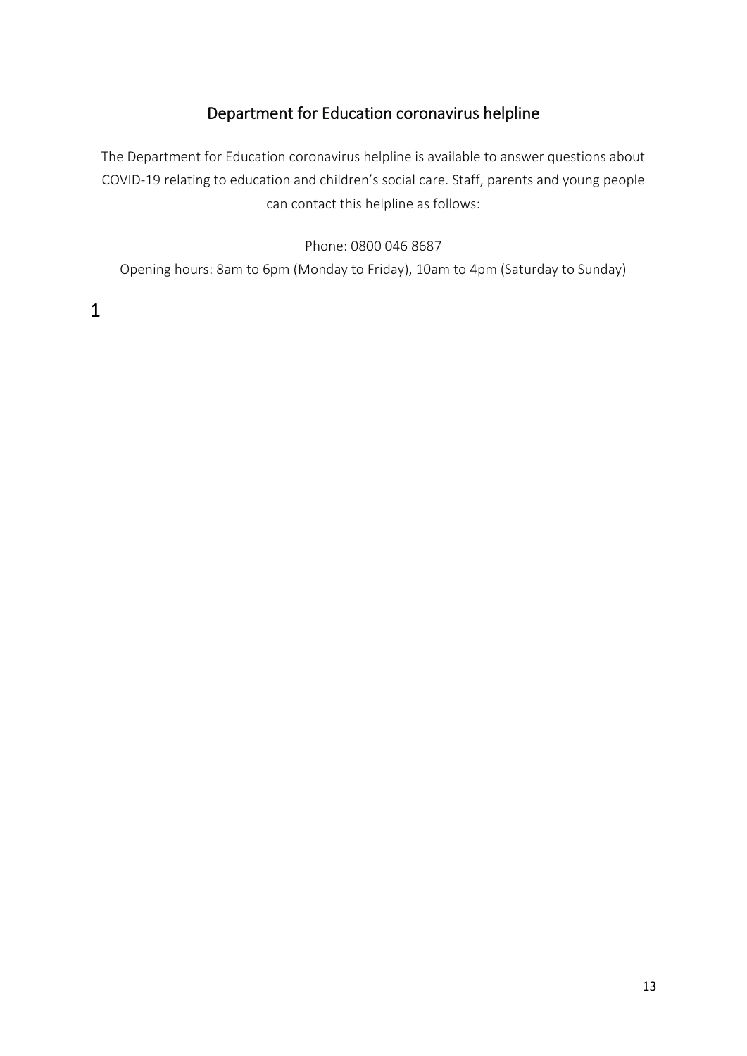## Department for Education coronavirus helpline

The Department for Education coronavirus helpline is available to answer questions about COVID-19 relating to education and children's social care. Staff, parents and young people can contact this helpline as follows:

Phone: 0800 046 8687

Opening hours: 8am to 6pm (Monday to Friday), 10am to 4pm (Saturday to Sunday)

1